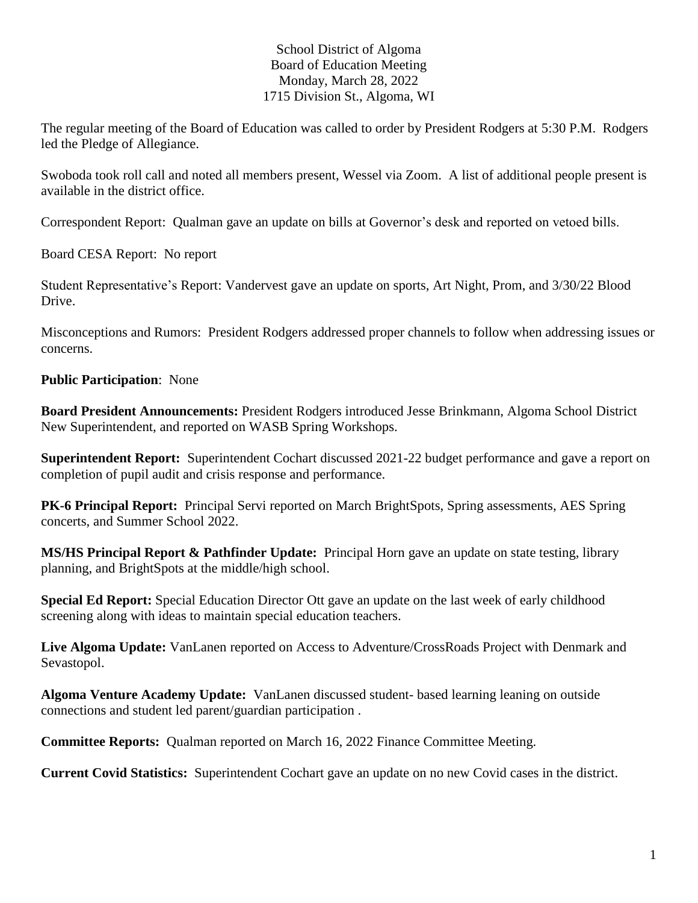School District of Algoma
Board of Education Meeting
Monday, March 28, 2022
1715 Division St., Algoma, WI

The regular meeting of the Board of Education was called to order by President Rodgers at 5:30 P.M. Rodgers led the Pledge of Allegiance.

Swoboda took roll call and noted all members present, Wessel via Zoom. A list of additional people present is available in the district office.

Correspondent Report: Qualman gave an update on bills at Governor's desk and reported on vetoed bills.

Board CESA Report: No report

Student Representative's Report: Vandervest gave an update on sports, Art Night, Prom, and 3/30/22 Blood Drive.

Misconceptions and Rumors: President Rodgers addressed proper channels to follow when addressing issues or concerns.

**Public Participation**: None

**Board President Announcements:** President Rodgers introduced Jesse Brinkmann, Algoma School District New Superintendent, and reported on WASB Spring Workshops.

**Superintendent Report:** Superintendent Cochart discussed 2021-22 budget performance and gave a report on completion of pupil audit and crisis response and performance.

**PK-6 Principal Report:** Principal Servi reported on March BrightSpots, Spring assessments, AES Spring concerts, and Summer School 2022.

**MS/HS Principal Report & Pathfinder Update:** Principal Horn gave an update on state testing, library planning, and BrightSpots at the middle/high school.

**Special Ed Report:** Special Education Director Ott gave an update on the last week of early childhood screening along with ideas to maintain special education teachers.

**Live Algoma Update:** VanLanen reported on Access to Adventure/CrossRoads Project with Denmark and Sevastopol.

**Algoma Venture Academy Update:** VanLanen discussed student- based learning leaning on outside connections and student led parent/guardian participation .

**Committee Reports:** Qualman reported on March 16, 2022 Finance Committee Meeting.

**Current Covid Statistics:** Superintendent Cochart gave an update on no new Covid cases in the district.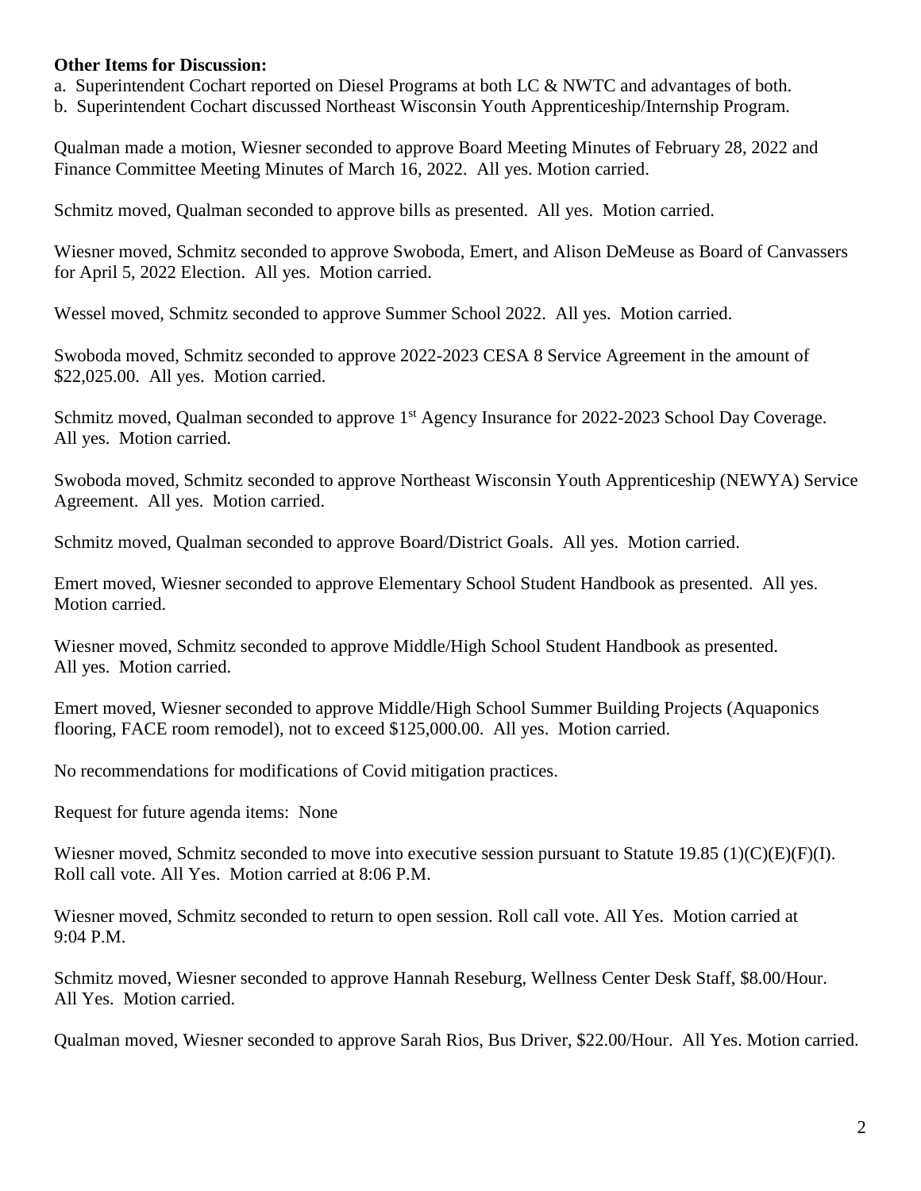**Other Items for Discussion:**

a. Superintendent Cochart reported on Diesel Programs at both LC & NWTC and advantages of both.
b. Superintendent Cochart discussed Northeast Wisconsin Youth Apprenticeship/Internship Program.

Qualman made a motion, Wiesner seconded to approve Board Meeting Minutes of February 28, 2022 and Finance Committee Meeting Minutes of March 16, 2022. All yes. Motion carried.

Schmitz moved, Qualman seconded to approve bills as presented. All yes. Motion carried.

Wiesner moved, Schmitz seconded to approve Swoboda, Emert, and Alison DeMeuse as Board of Canvassers for April 5, 2022 Election. All yes. Motion carried.

Wessel moved, Schmitz seconded to approve Summer School 2022. All yes. Motion carried.

Swoboda moved, Schmitz seconded to approve 2022-2023 CESA 8 Service Agreement in the amount of $22,025.00. All yes. Motion carried.

Schmitz moved, Qualman seconded to approve 1st Agency Insurance for 2022-2023 School Day Coverage. All yes. Motion carried.

Swoboda moved, Schmitz seconded to approve Northeast Wisconsin Youth Apprenticeship (NEWYA) Service Agreement. All yes. Motion carried.

Schmitz moved, Qualman seconded to approve Board/District Goals. All yes. Motion carried.

Emert moved, Wiesner seconded to approve Elementary School Student Handbook as presented. All yes. Motion carried.

Wiesner moved, Schmitz seconded to approve Middle/High School Student Handbook as presented. All yes. Motion carried.

Emert moved, Wiesner seconded to approve Middle/High School Summer Building Projects (Aquaponics flooring, FACE room remodel), not to exceed $125,000.00. All yes. Motion carried.

No recommendations for modifications of Covid mitigation practices.

Request for future agenda items: None

Wiesner moved, Schmitz seconded to move into executive session pursuant to Statute 19.85 (1)(C)(E)(F)(I). Roll call vote. All Yes. Motion carried at 8:06 P.M.

Wiesner moved, Schmitz seconded to return to open session. Roll call vote. All Yes. Motion carried at 9:04 P.M.

Schmitz moved, Wiesner seconded to approve Hannah Reseburg, Wellness Center Desk Staff, $8.00/Hour. All Yes. Motion carried.

Qualman moved, Wiesner seconded to approve Sarah Rios, Bus Driver, $22.00/Hour. All Yes. Motion carried.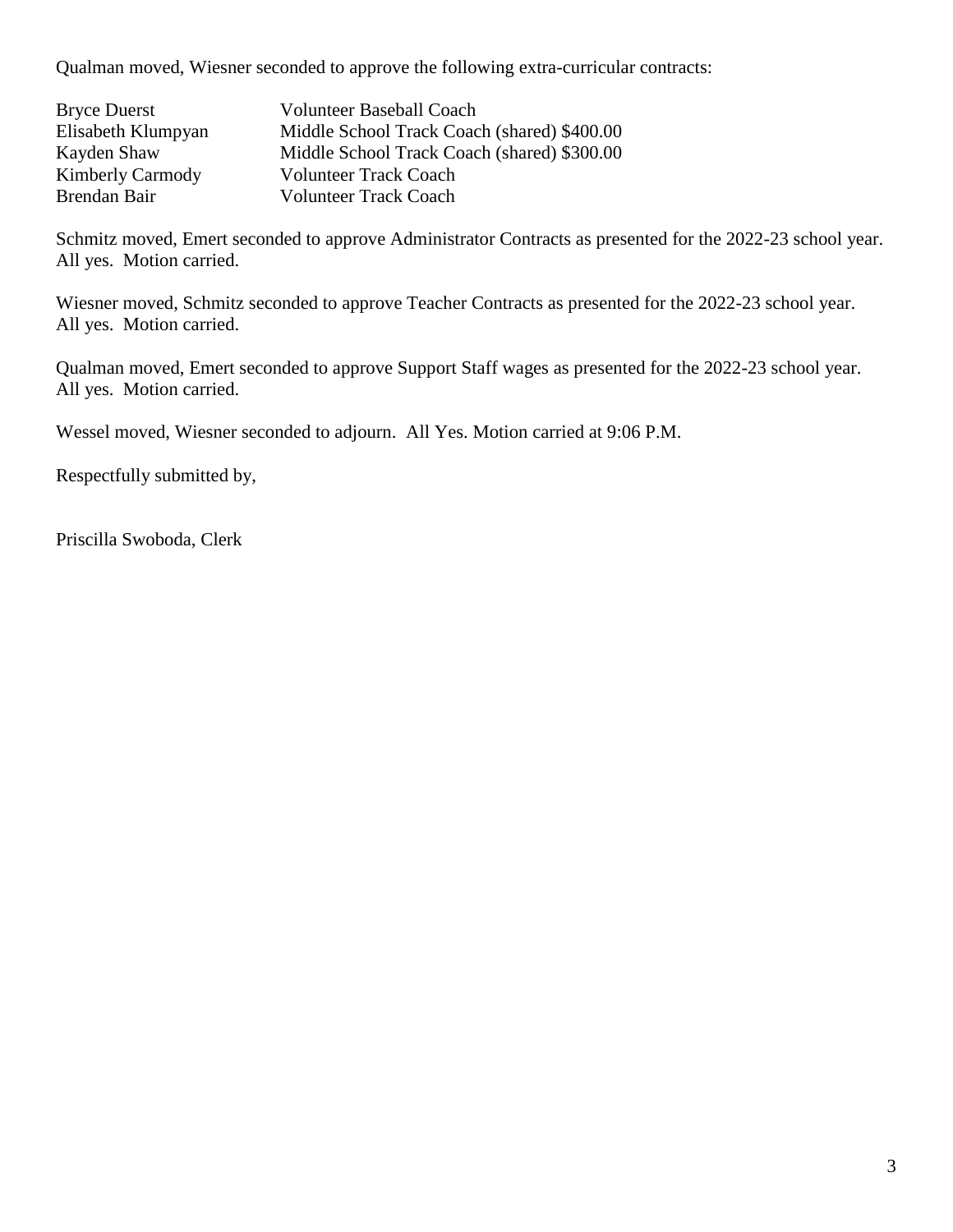Qualman moved, Wiesner seconded to approve the following extra-curricular contracts:

| | |
|---|---|
| Bryce Duerst | Volunteer Baseball Coach |
| Elisabeth Klumpyan | Middle School Track Coach (shared) $400.00 |
| Kayden Shaw | Middle School Track Coach (shared) $300.00 |
| Kimberly Carmody | Volunteer Track Coach |
| Brendan Bair | Volunteer Track Coach |

Schmitz moved, Emert seconded to approve Administrator Contracts as presented for the 2022-23 school year. All yes. Motion carried.

Wiesner moved, Schmitz seconded to approve Teacher Contracts as presented for the 2022-23 school year. All yes. Motion carried.

Qualman moved, Emert seconded to approve Support Staff wages as presented for the 2022-23 school year. All yes. Motion carried.

Wessel moved, Wiesner seconded to adjourn. All Yes. Motion carried at 9:06 P.M.

Respectfully submitted by,

Priscilla Swoboda, Clerk